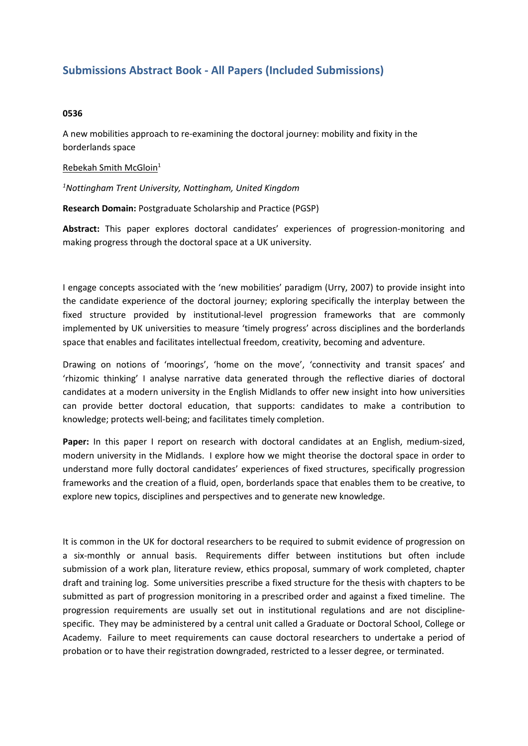## Submissions Abstract Book - All Papers (Included Submissions)

**0536**

A new mobilities approach to re-examining the doctoral journey: mobility and fixity in the borderlands space

Rebekah Smith McGloin[1]

*[1]Nottingham Trent University, Nottingham, United Kingdom*

**Research Domain:** Postgraduate Scholarship and Practice (PGSP)

**Abstract:** This paper explores doctoral candidates' experiences of progression-monitoring and making progress through the doctoral space at a UK university.

I engage concepts associated with the 'new mobilities' paradigm (Urry, 2007) to provide insight into the candidate experience of the doctoral journey; exploring specifically the interplay between the fixed structure provided by institutional-level progression frameworks that are commonly implemented by UK universities to measure 'timely progress' across disciplines and the borderlands space that enables and facilitates intellectual freedom, creativity, becoming and adventure.

Drawing on notions of 'moorings', 'home on the move', 'connectivity and transit spaces' and 'rhizomic thinking' I analyse narrative data generated through the reflective diaries of doctoral candidates at a modern university in the English Midlands to offer new insight into how universities can provide better doctoral education, that supports: candidates to make a contribution to knowledge; protects well-being; and facilitates timely completion.

**Paper:** In this paper I report on research with doctoral candidates at an English, medium-sized, modern university in the Midlands. I explore how we might theorise the doctoral space in order to understand more fully doctoral candidates' experiences of fixed structures, specifically progression frameworks and the creation of a fluid, open, borderlands space that enables them to be creative, to explore new topics, disciplines and perspectives and to generate new knowledge.

It is common in the UK for doctoral researchers to be required to submit evidence of progression on a six-monthly or annual basis. Requirements differ between institutions but often include submission of a work plan, literature review, ethics proposal, summary of work completed, chapter draft and training log. Some universities prescribe a fixed structure for the thesis with chapters to be submitted as part of progression monitoring in a prescribed order and against a fixed timeline. The progression requirements are usually set out in institutional regulations and are not discipline-specific. They may be administered by a central unit called a Graduate or Doctoral School, College or Academy. Failure to meet requirements can cause doctoral researchers to undertake a period of probation or to have their registration downgraded, restricted to a lesser degree, or terminated.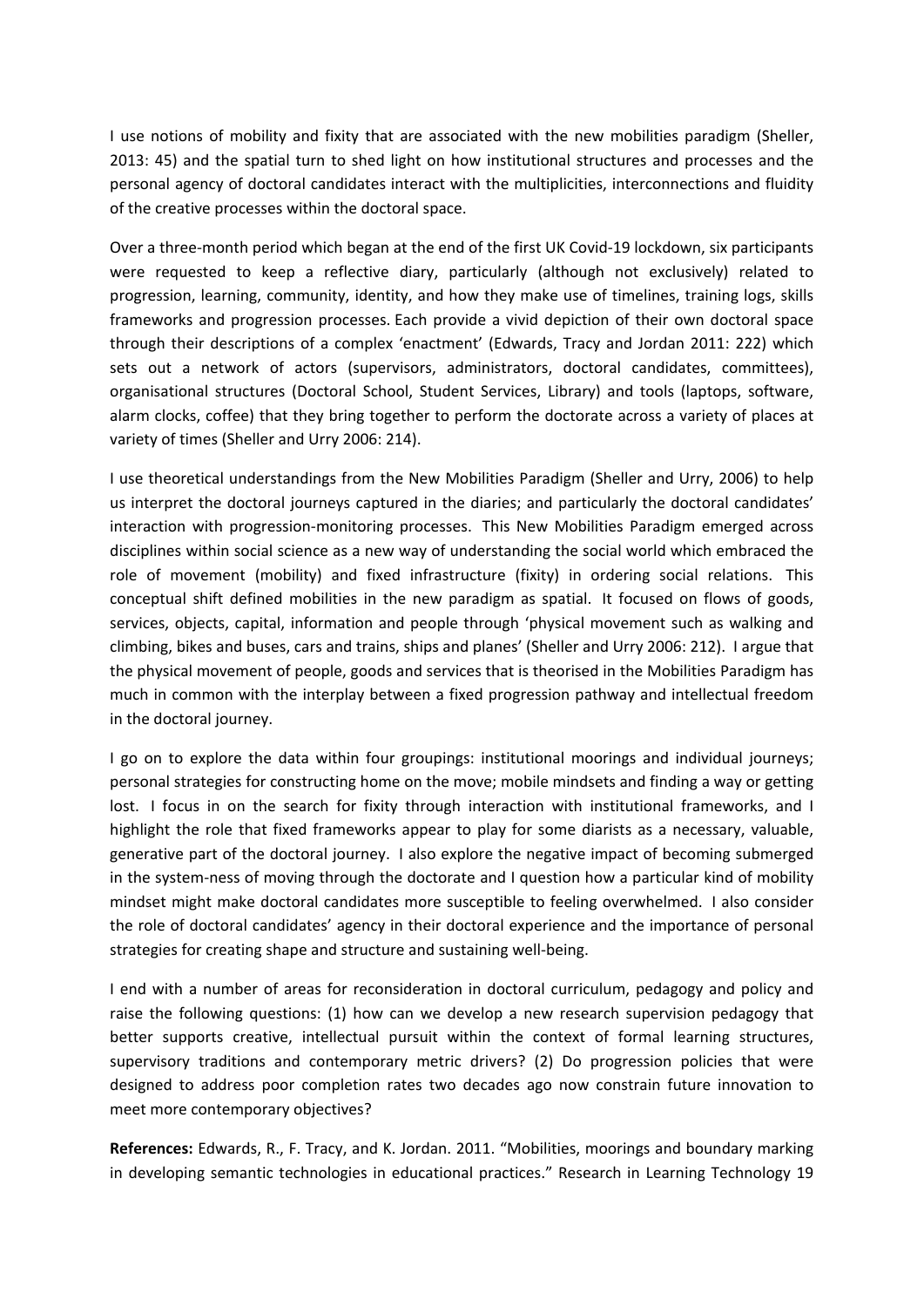I use notions of mobility and fixity that are associated with the new mobilities paradigm (Sheller, 2013: 45) and the spatial turn to shed light on how institutional structures and processes and the personal agency of doctoral candidates interact with the multiplicities, interconnections and fluidity of the creative processes within the doctoral space.

Over a three-month period which began at the end of the first UK Covid-19 lockdown, six participants were requested to keep a reflective diary, particularly (although not exclusively) related to progression, learning, community, identity, and how they make use of timelines, training logs, skills frameworks and progression processes. Each provide a vivid depiction of their own doctoral space through their descriptions of a complex 'enactment' (Edwards, Tracy and Jordan 2011: 222) which sets out a network of actors (supervisors, administrators, doctoral candidates, committees), organisational structures (Doctoral School, Student Services, Library) and tools (laptops, software, alarm clocks, coffee) that they bring together to perform the doctorate across a variety of places at variety of times (Sheller and Urry 2006: 214).

I use theoretical understandings from the New Mobilities Paradigm (Sheller and Urry, 2006) to help us interpret the doctoral journeys captured in the diaries; and particularly the doctoral candidates' interaction with progression-monitoring processes. This New Mobilities Paradigm emerged across disciplines within social science as a new way of understanding the social world which embraced the role of movement (mobility) and fixed infrastructure (fixity) in ordering social relations. This conceptual shift defined mobilities in the new paradigm as spatial. It focused on flows of goods, services, objects, capital, information and people through 'physical movement such as walking and climbing, bikes and buses, cars and trains, ships and planes' (Sheller and Urry 2006: 212). I argue that the physical movement of people, goods and services that is theorised in the Mobilities Paradigm has much in common with the interplay between a fixed progression pathway and intellectual freedom in the doctoral journey.

I go on to explore the data within four groupings: institutional moorings and individual journeys; personal strategies for constructing home on the move; mobile mindsets and finding a way or getting lost. I focus in on the search for fixity through interaction with institutional frameworks, and I highlight the role that fixed frameworks appear to play for some diarists as a necessary, valuable, generative part of the doctoral journey. I also explore the negative impact of becoming submerged in the system-ness of moving through the doctorate and I question how a particular kind of mobility mindset might make doctoral candidates more susceptible to feeling overwhelmed. I also consider the role of doctoral candidates' agency in their doctoral experience and the importance of personal strategies for creating shape and structure and sustaining well-being.

I end with a number of areas for reconsideration in doctoral curriculum, pedagogy and policy and raise the following questions: (1) how can we develop a new research supervision pedagogy that better supports creative, intellectual pursuit within the context of formal learning structures, supervisory traditions and contemporary metric drivers? (2) Do progression policies that were designed to address poor completion rates two decades ago now constrain future innovation to meet more contemporary objectives?

**References:** Edwards, R., F. Tracy, and K. Jordan. 2011. "Mobilities, moorings and boundary marking in developing semantic technologies in educational practices." Research in Learning Technology 19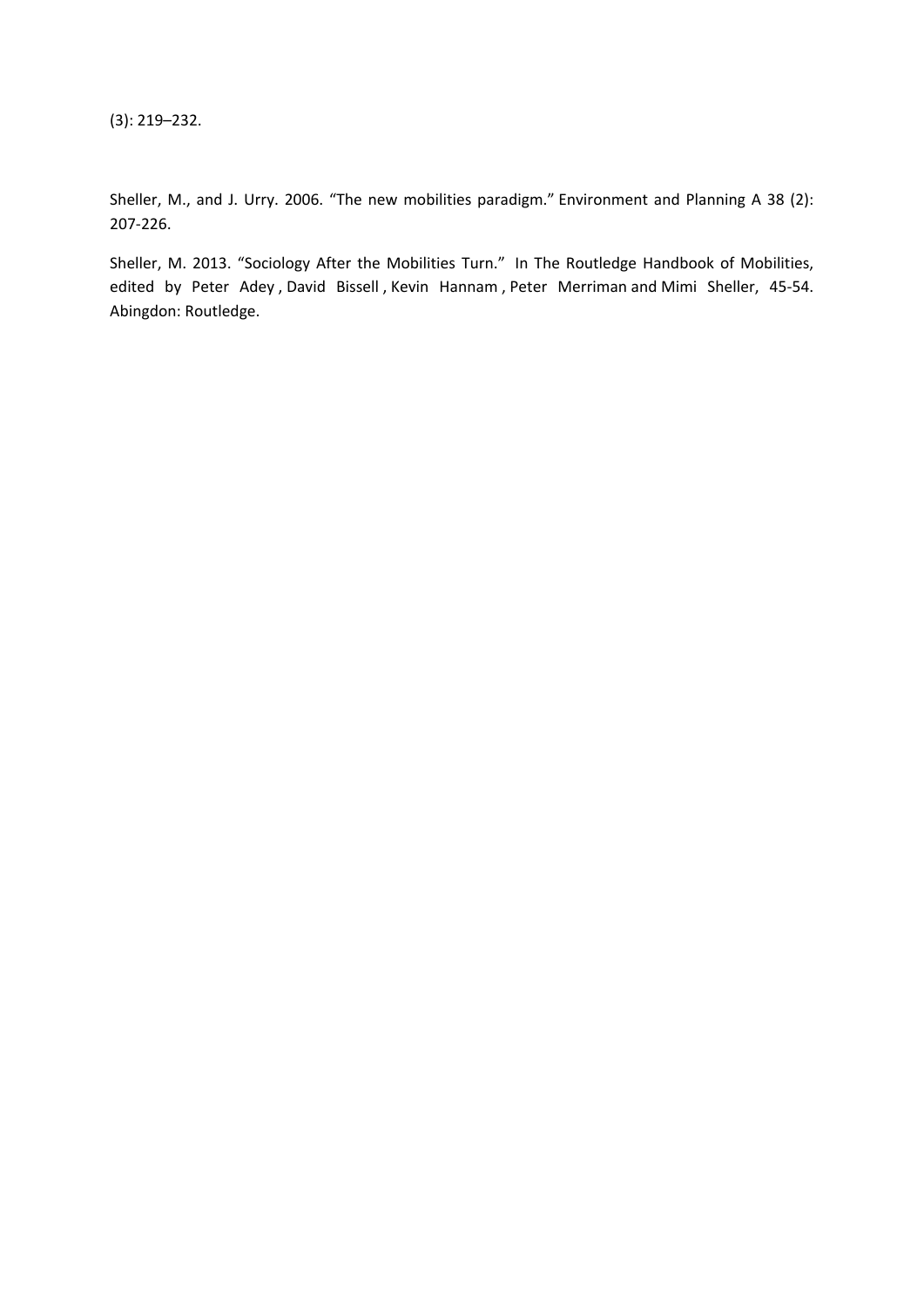(3): 219–232.

Sheller, M., and J. Urry. 2006. “The new mobilities paradigm.” Environment and Planning A 38 (2): 207-226.

Sheller, M. 2013. “Sociology After the Mobilities Turn.” In The Routledge Handbook of Mobilities, edited by Peter Adey, David Bissell, Kevin Hannam, Peter Merriman and Mimi Sheller, 45-54. Abingdon: Routledge.